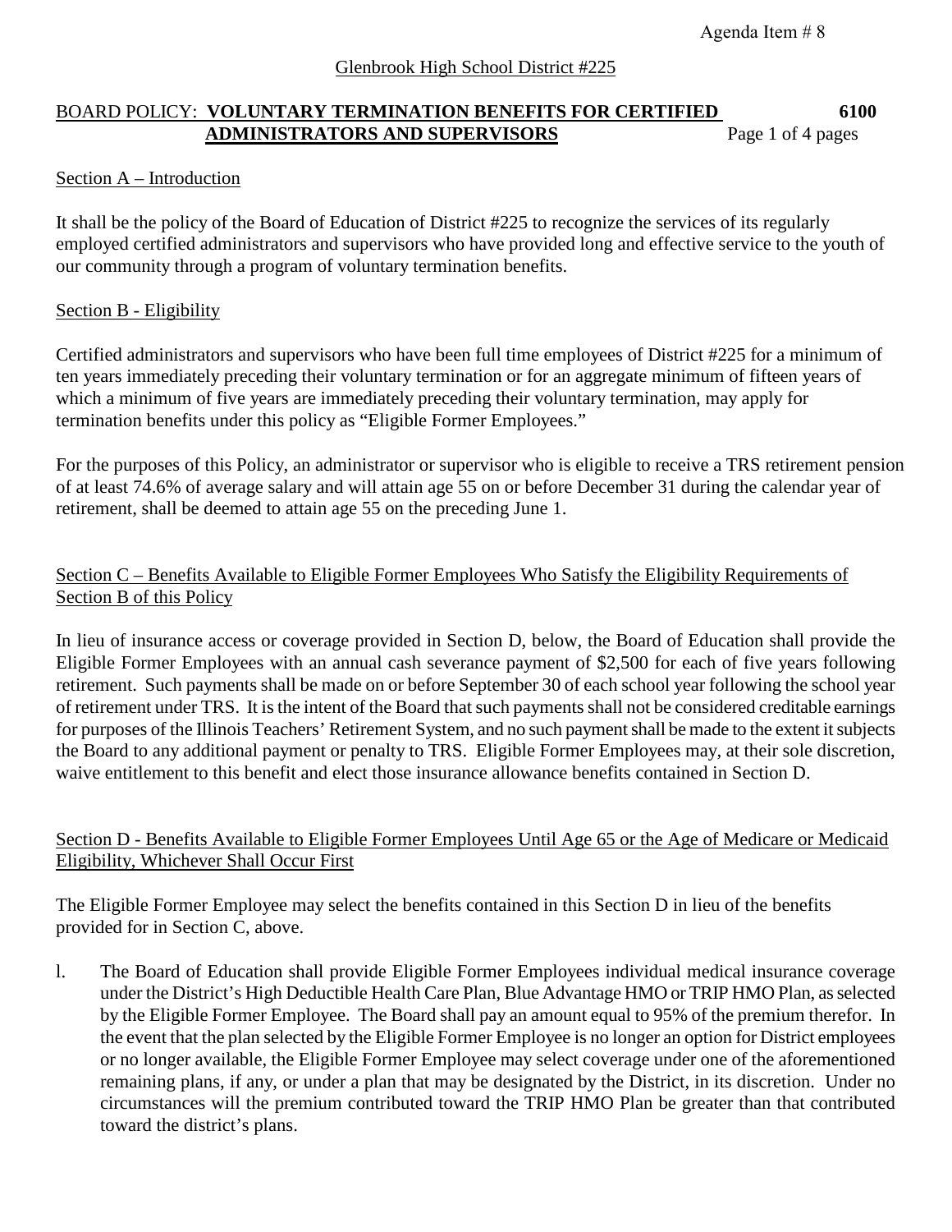Agenda Item # 8

Glenbrook High School District #225

BOARD POLICY: **VOLUNTARY TERMINATION BENEFITS FOR CERTIFIED ADMINISTRATORS AND SUPERVISORS** **6100**

## Section A – Introduction

It shall be the policy of the Board of Education of District #225 to recognize the services of its regularly employed certified administrators and supervisors who have provided long and effective service to the youth of our community through a program of voluntary termination benefits.

## Section B - Eligibility

Certified administrators and supervisors who have been full time employees of District #225 for a minimum of ten years immediately preceding their voluntary termination or for an aggregate minimum of fifteen years of which a minimum of five years are immediately preceding their voluntary termination, may apply for termination benefits under this policy as "Eligible Former Employees."

For the purposes of this Policy, an administrator or supervisor who is eligible to receive a TRS retirement pension of at least 74.6% of average salary and will attain age 55 on or before December 31 during the calendar year of retirement, shall be deemed to attain age 55 on the preceding June 1.

## Section C – Benefits Available to Eligible Former Employees Who Satisfy the Eligibility Requirements of Section B of this Policy

In lieu of insurance access or coverage provided in Section D, below, the Board of Education shall provide the Eligible Former Employees with an annual cash severance payment of $2,500 for each of five years following retirement. Such payments shall be made on or before September 30 of each school year following the school year of retirement under TRS. It is the intent of the Board that such payments shall not be considered creditable earnings for purposes of the Illinois Teachers' Retirement System, and no such payment shall be made to the extent it subjects the Board to any additional payment or penalty to TRS. Eligible Former Employees may, at their sole discretion, waive entitlement to this benefit and elect those insurance allowance benefits contained in Section D.

## Section D - Benefits Available to Eligible Former Employees Until Age 65 or the Age of Medicare or Medicaid Eligibility, Whichever Shall Occur First

The Eligible Former Employee may select the benefits contained in this Section D in lieu of the benefits provided for in Section C, above.

1. The Board of Education shall provide Eligible Former Employees individual medical insurance coverage under the District's High Deductible Health Care Plan, Blue Advantage HMO or TRIP HMO Plan, as selected by the Eligible Former Employee. The Board shall pay an amount equal to 95% of the premium therefor. In the event that the plan selected by the Eligible Former Employee is no longer an option for District employees or no longer available, the Eligible Former Employee may select coverage under one of the aforementioned remaining plans, if any, or under a plan that may be designated by the District, in its discretion. Under no circumstances will the premium contributed toward the TRIP HMO Plan be greater than that contributed toward the district's plans.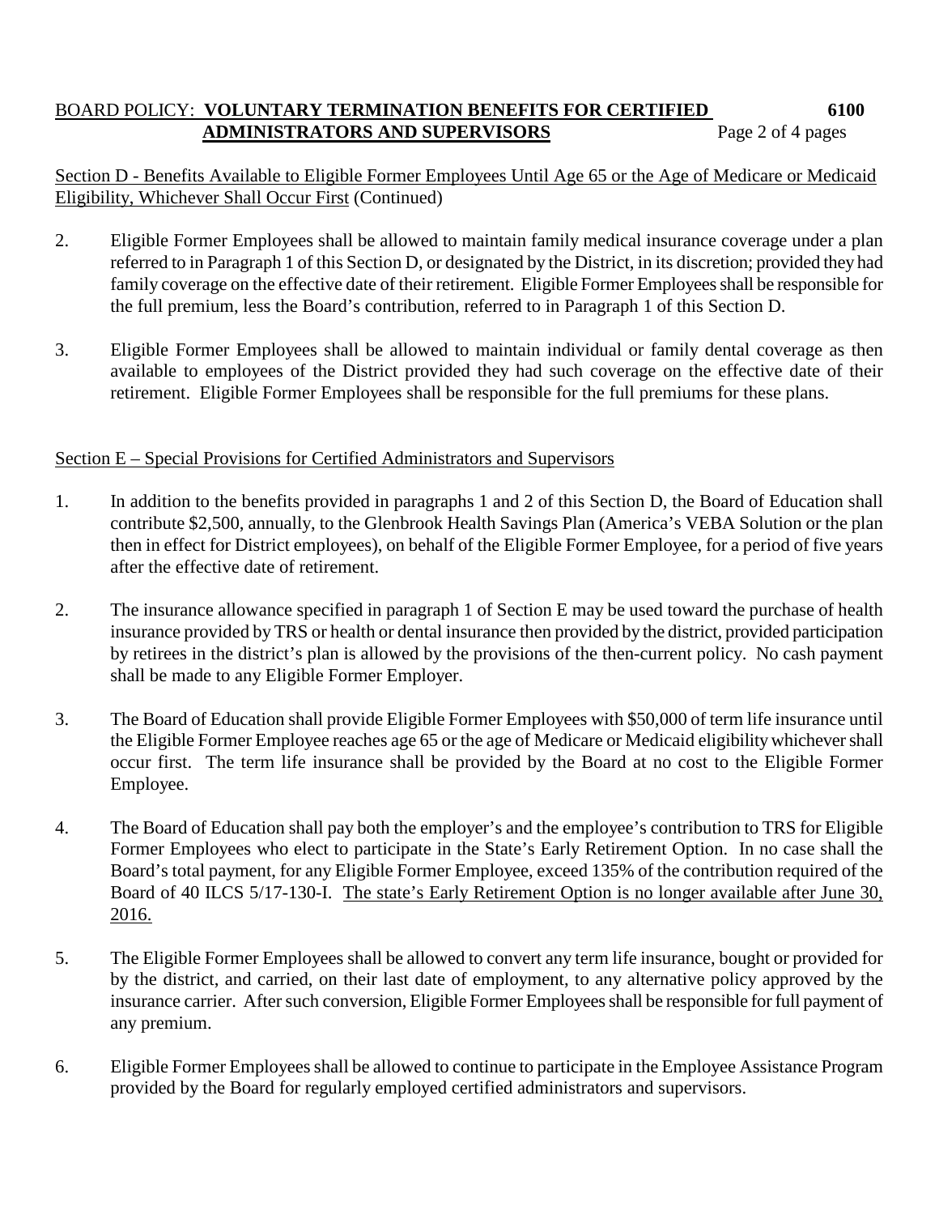Section D - Benefits Available to Eligible Former Employees Until Age 65 or the Age of Medicare or Medicaid Eligibility, Whichever Shall Occur First (Continued)

2. Eligible Former Employees shall be allowed to maintain family medical insurance coverage under a plan referred to in Paragraph 1 of this Section D, or designated by the District, in its discretion; provided they had family coverage on the effective date of their retirement. Eligible Former Employees shall be responsible for the full premium, less the Board's contribution, referred to in Paragraph 1 of this Section D.

3. Eligible Former Employees shall be allowed to maintain individual or family dental coverage as then available to employees of the District provided they had such coverage on the effective date of their retirement. Eligible Former Employees shall be responsible for the full premiums for these plans.

Section E – Special Provisions for Certified Administrators and Supervisors

1. In addition to the benefits provided in paragraphs 1 and 2 of this Section D, the Board of Education shall contribute $2,500, annually, to the Glenbrook Health Savings Plan (America's VEBA Solution or the plan then in effect for District employees), on behalf of the Eligible Former Employee, for a period of five years after the effective date of retirement.

2. The insurance allowance specified in paragraph 1 of Section E may be used toward the purchase of health insurance provided by TRS or health or dental insurance then provided by the district, provided participation by retirees in the district's plan is allowed by the provisions of the then-current policy. No cash payment shall be made to any Eligible Former Employer.

3. The Board of Education shall provide Eligible Former Employees with $50,000 of term life insurance until the Eligible Former Employee reaches age 65 or the age of Medicare or Medicaid eligibility whichever shall occur first. The term life insurance shall be provided by the Board at no cost to the Eligible Former Employee.

4. The Board of Education shall pay both the employer's and the employee's contribution to TRS for Eligible Former Employees who elect to participate in the State's Early Retirement Option. In no case shall the Board's total payment, for any Eligible Former Employee, exceed 135% of the contribution required of the Board of 40 ILCS 5/17-130-I. The state's Early Retirement Option is no longer available after June 30, 2016.

5. The Eligible Former Employees shall be allowed to convert any term life insurance, bought or provided for by the district, and carried, on their last date of employment, to any alternative policy approved by the insurance carrier. After such conversion, Eligible Former Employees shall be responsible for full payment of any premium.

6. Eligible Former Employees shall be allowed to continue to participate in the Employee Assistance Program provided by the Board for regularly employed certified administrators and supervisors.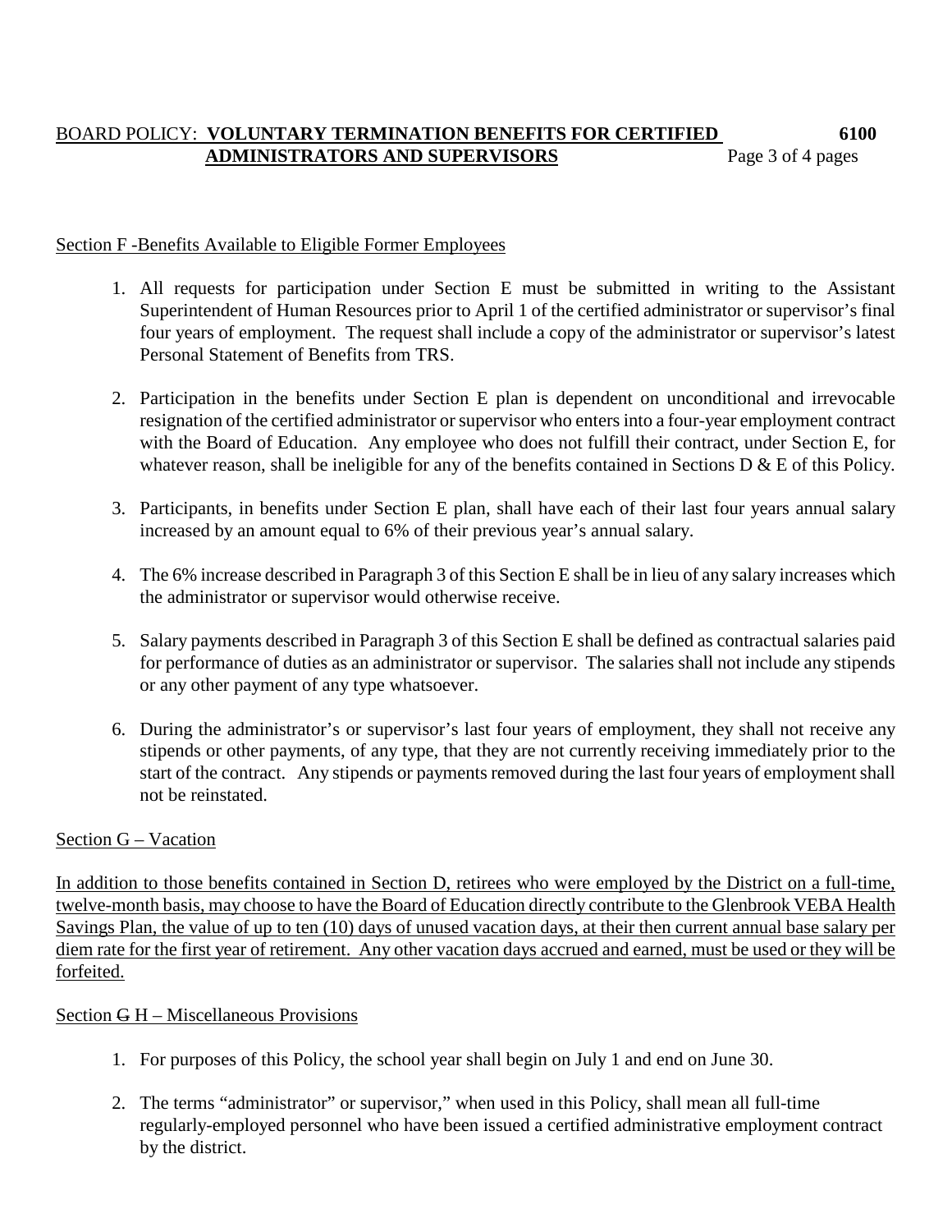## Section F -Benefits Available to Eligible Former Employees

1. All requests for participation under Section E must be submitted in writing to the Assistant Superintendent of Human Resources prior to April 1 of the certified administrator or supervisor's final four years of employment. The request shall include a copy of the administrator or supervisor's latest Personal Statement of Benefits from TRS.

2. Participation in the benefits under Section E plan is dependent on unconditional and irrevocable resignation of the certified administrator or supervisor who enters into a four-year employment contract with the Board of Education. Any employee who does not fulfill their contract, under Section E, for whatever reason, shall be ineligible for any of the benefits contained in Sections D & E of this Policy.

3. Participants, in benefits under Section E plan, shall have each of their last four years annual salary increased by an amount equal to 6% of their previous year's annual salary.

4. The 6% increase described in Paragraph 3 of this Section E shall be in lieu of any salary increases which the administrator or supervisor would otherwise receive.

5. Salary payments described in Paragraph 3 of this Section E shall be defined as contractual salaries paid for performance of duties as an administrator or supervisor. The salaries shall not include any stipends or any other payment of any type whatsoever.

6. During the administrator's or supervisor's last four years of employment, they shall not receive any stipends or other payments, of any type, that they are not currently receiving immediately prior to the start of the contract. Any stipends or payments removed during the last four years of employment shall not be reinstated.

## Section G – Vacation

In addition to those benefits contained in Section D, retirees who were employed by the District on a full-time, twelve-month basis, may choose to have the Board of Education directly contribute to the Glenbrook VEBA Health Savings Plan, the value of up to ten (10) days of unused vacation days, at their then current annual base salary per diem rate for the first year of retirement. Any other vacation days accrued and earned, must be used or they will be forfeited.

## Section ~~G~~ H – Miscellaneous Provisions

1. For purposes of this Policy, the school year shall begin on July 1 and end on June 30.

2. The terms "administrator" or supervisor," when used in this Policy, shall mean all full-time regularly-employed personnel who have been issued a certified administrative employment contract by the district.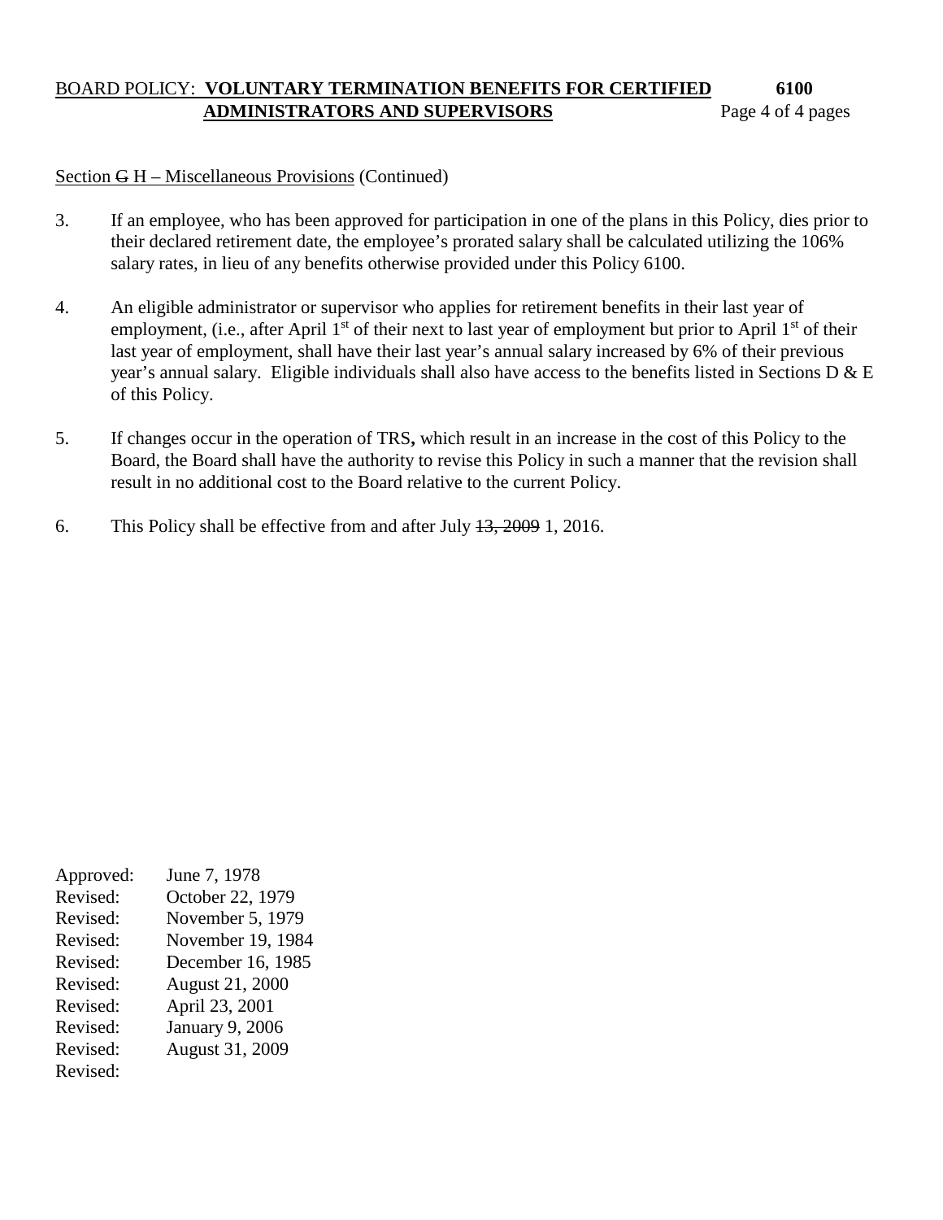Section ~~G~~ H – Miscellaneous Provisions (Continued)

3. If an employee, who has been approved for participation in one of the plans in this Policy, dies prior to their declared retirement date, the employee's prorated salary shall be calculated utilizing the 106% salary rates, in lieu of any benefits otherwise provided under this Policy 6100.

4. An eligible administrator or supervisor who applies for retirement benefits in their last year of employment, (i.e., after April 1st of their next to last year of employment but prior to April 1st of their last year of employment, shall have their last year's annual salary increased by 6% of their previous year's annual salary. Eligible individuals shall also have access to the benefits listed in Sections D & E of this Policy.

5. If changes occur in the operation of TRS**,** which result in an increase in the cost of this Policy to the Board, the Board shall have the authority to revise this Policy in such a manner that the revision shall result in no additional cost to the Board relative to the current Policy.

6. This Policy shall be effective from and after July ~~13, 2009~~ 1, 2016.

Approved: June 7, 1978
Revised: October 22, 1979
Revised: November 5, 1979
Revised: November 19, 1984
Revised: December 16, 1985
Revised: August 21, 2000
Revised: April 23, 2001
Revised: January 9, 2006
Revised: August 31, 2009
Revised: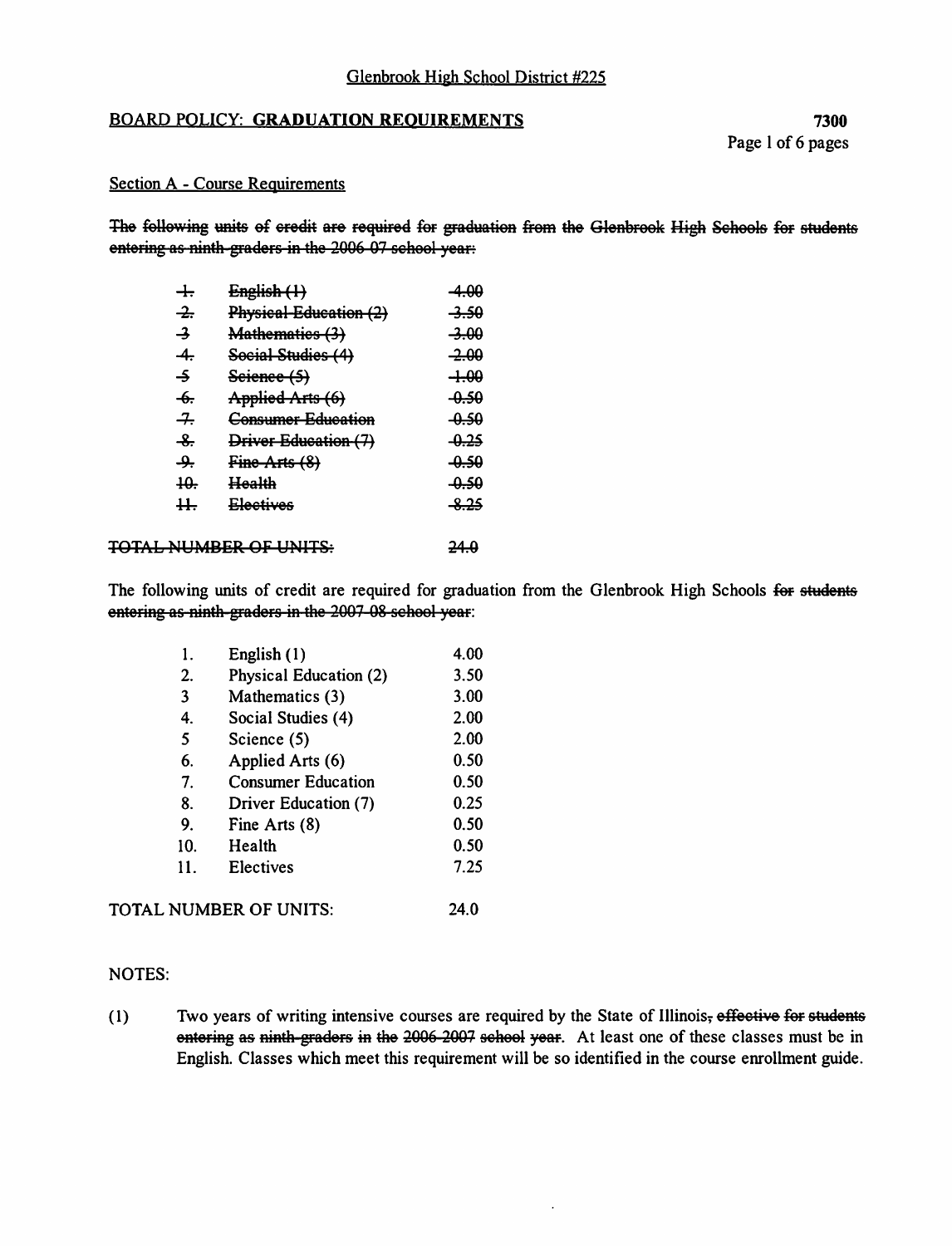Glenbrook High School District #225

## BOARD POLICY: GRADUATION REQUIREMENTS

**7300**

### Section A - Course Requirements

~~The following units of credit are required for graduation from the Glenbrook High Schools for students entering as ninth-graders in the 2006-07 school year:~~

| | | |
|---|---|---|
| ~~1.~~ | ~~English (1)~~ | ~~4.00~~ |
| ~~2.~~ | ~~Physical Education (2)~~ | ~~3.50~~ |
| ~~3~~ | ~~Mathematics (3)~~ | ~~3.00~~ |
| ~~4.~~ | ~~Social Studies (4)~~ | ~~2.00~~ |
| ~~5~~ | ~~Science (5)~~ | ~~1.00~~ |
| ~~6.~~ | ~~Applied Arts (6)~~ | ~~0.50~~ |
| ~~7.~~ | ~~Consumer Education~~ | ~~0.50~~ |
| ~~8.~~ | ~~Driver Education (7)~~ | ~~0.25~~ |
| ~~9.~~ | ~~Fine Arts (8)~~ | ~~0.50~~ |
| ~~10.~~ | ~~Health~~ | ~~0.50~~ |
| ~~11.~~ | ~~Electives~~ | ~~8.25~~ |

~~TOTAL NUMBER OF UNITS:~~ ~~24.0~~

The following units of credit are required for graduation from the Glenbrook High Schools ~~for students entering as ninth-graders in the 2007-08 school year~~:

| | | |
|---|---|---|
| 1. | English (1) | 4.00 |
| 2. | Physical Education (2) | 3.50 |
| 3 | Mathematics (3) | 3.00 |
| 4. | Social Studies (4) | 2.00 |
| 5 | Science (5) | 2.00 |
| 6. | Applied Arts (6) | 0.50 |
| 7. | Consumer Education | 0.50 |
| 8. | Driver Education (7) | 0.25 |
| 9. | Fine Arts (8) | 0.50 |
| 10. | Health | 0.50 |
| 11. | Electives | 7.25 |

TOTAL NUMBER OF UNITS: 24.0

NOTES:

(1) Two years of writing intensive courses are required by the State of Illinois~~, effective for students entering as ninth-graders in the 2006-2007 school year~~. At least one of these classes must be in English. Classes which meet this requirement will be so identified in the course enrollment guide.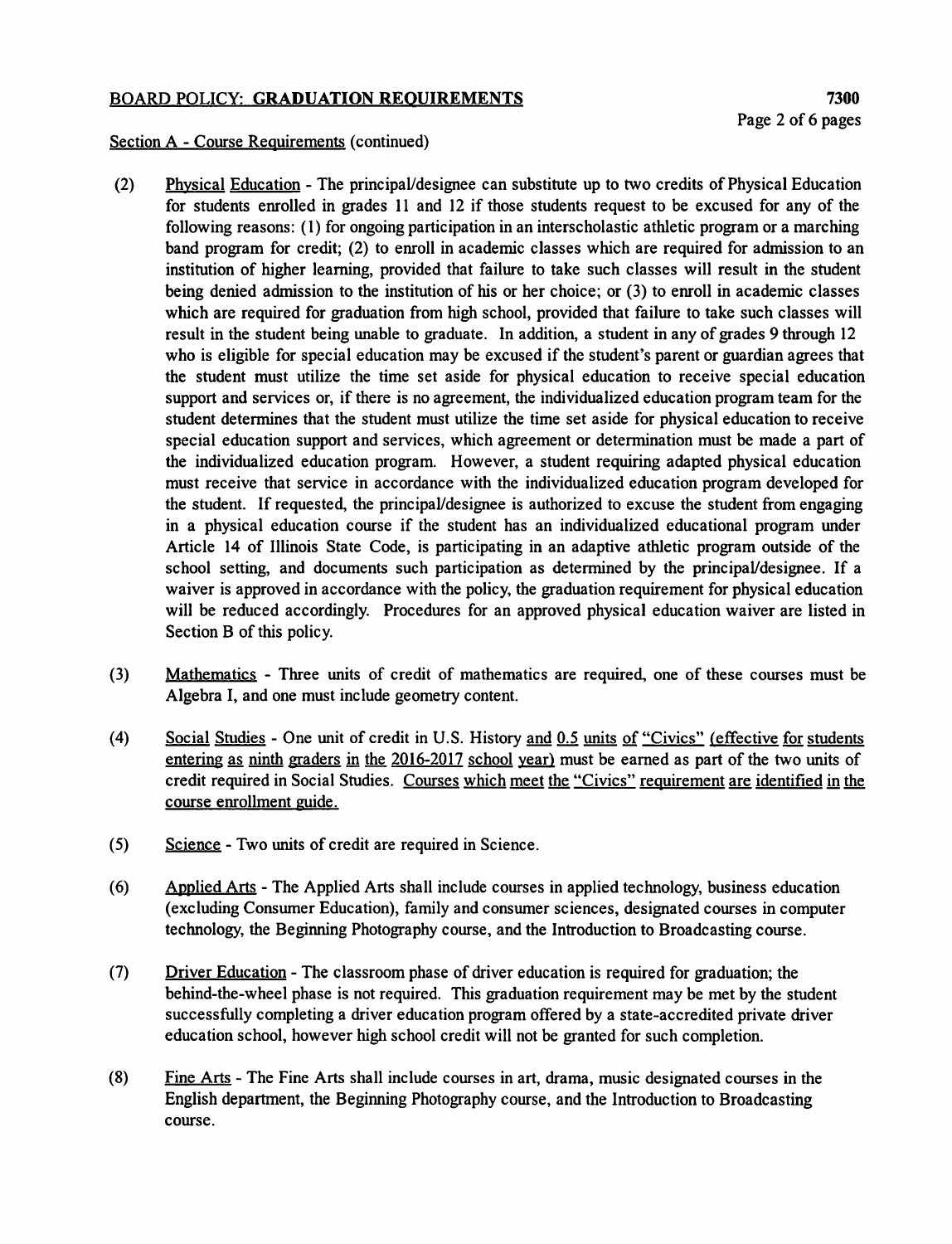## BOARD POLICY: GRADUATION REQUIREMENTS 7300

Section A - Course Requirements (continued)

(2) Physical Education - The principal/designee can substitute up to two credits of Physical Education for students enrolled in grades 11 and 12 if those students request to be excused for any of the following reasons: (1) for ongoing participation in an interscholastic athletic program or a marching band program for credit; (2) to enroll in academic classes which are required for admission to an institution of higher learning, provided that failure to take such classes will result in the student being denied admission to the institution of his or her choice; or (3) to enroll in academic classes which are required for graduation from high school, provided that failure to take such classes will result in the student being unable to graduate. In addition, a student in any of grades 9 through 12 who is eligible for special education may be excused if the student's parent or guardian agrees that the student must utilize the time set aside for physical education to receive special education support and services or, if there is no agreement, the individualized education program team for the student determines that the student must utilize the time set aside for physical education to receive special education support and services, which agreement or determination must be made a part of the individualized education program. However, a student requiring adapted physical education must receive that service in accordance with the individualized education program developed for the student. If requested, the principal/designee is authorized to excuse the student from engaging in a physical education course if the student has an individualized educational program under Article 14 of Illinois State Code, is participating in an adaptive athletic program outside of the school setting, and documents such participation as determined by the principal/designee. If a waiver is approved in accordance with the policy, the graduation requirement for physical education will be reduced accordingly. Procedures for an approved physical education waiver are listed in Section B of this policy.

(3) Mathematics - Three units of credit of mathematics are required, one of these courses must be Algebra I, and one must include geometry content.

(4) Social Studies - One unit of credit in U.S. History and 0.5 units of "Civics" (effective for students entering as ninth graders in the 2016-2017 school year) must be earned as part of the two units of credit required in Social Studies. Courses which meet the "Civics" requirement are identified in the course enrollment guide.

(5) Science - Two units of credit are required in Science.

(6) Applied Arts - The Applied Arts shall include courses in applied technology, business education (excluding Consumer Education), family and consumer sciences, designated courses in computer technology, the Beginning Photography course, and the Introduction to Broadcasting course.

(7) Driver Education - The classroom phase of driver education is required for graduation; the behind-the-wheel phase is not required. This graduation requirement may be met by the student successfully completing a driver education program offered by a state-accredited private driver education school, however high school credit will not be granted for such completion.

(8) Fine Arts - The Fine Arts shall include courses in art, drama, music designated courses in the English department, the Beginning Photography course, and the Introduction to Broadcasting course.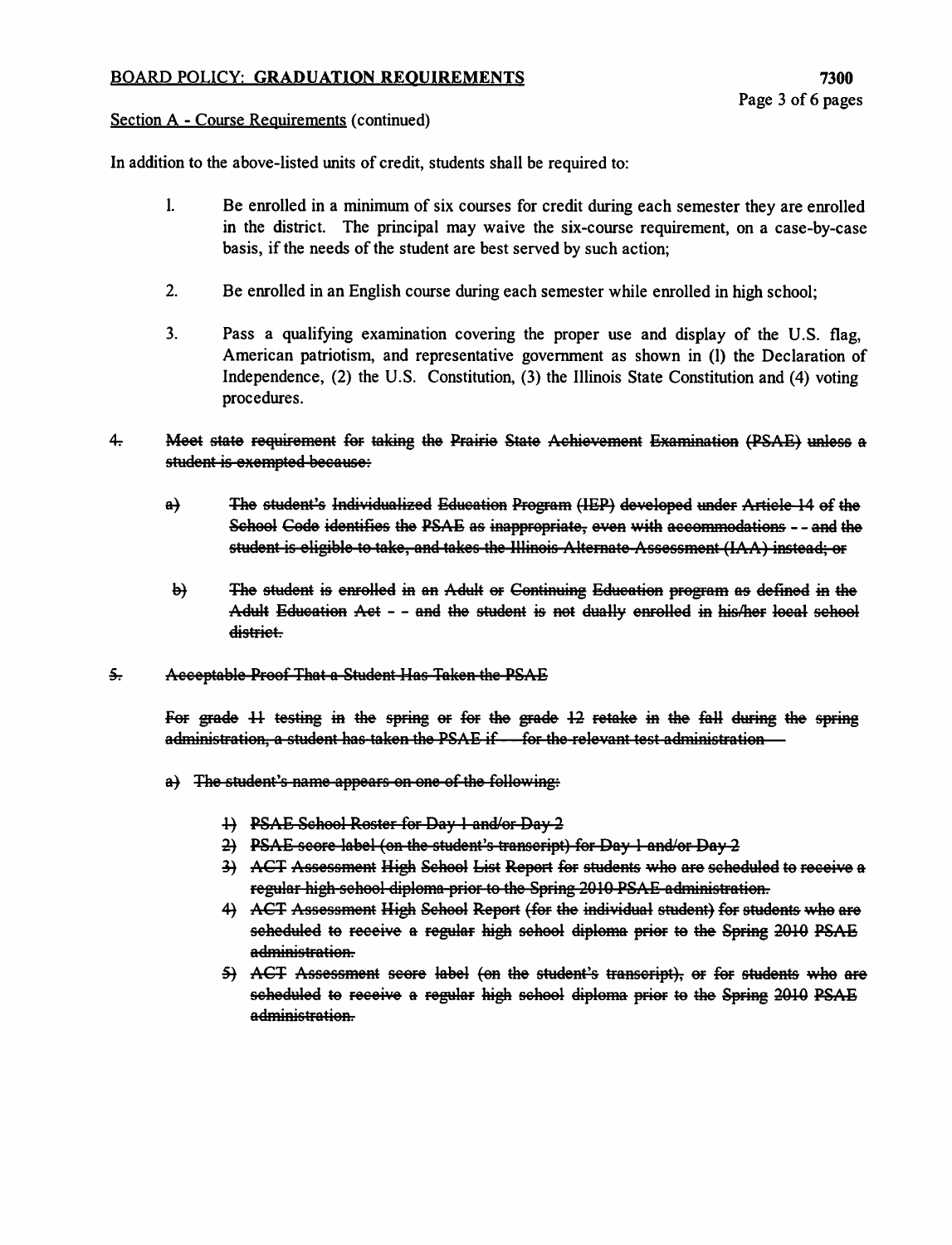BOARD POLICY: **GRADUATION REQUIREMENTS** **7300**

Section A - Course Requirements (continued)

In addition to the above-listed units of credit, students shall be required to:

1. Be enrolled in a minimum of six courses for credit during each semester they are enrolled in the district. The principal may waive the six-course requirement, on a case-by-case basis, if the needs of the student are best served by such action;

2. Be enrolled in an English course during each semester while enrolled in high school;

3. Pass a qualifying examination covering the proper use and display of the U.S. flag, American patriotism, and representative government as shown in (l) the Declaration of Independence, (2) the U.S. Constitution, (3) the Illinois State Constitution and (4) voting procedures.

~~4. Meet state requirement for taking the Prairie State Achievement Examination (PSAE) unless a student is exempted because:~~

~~a) The student's Individualized Education Program (IEP) developed under Article 14 of the School Code identifies the PSAE as inappropriate, even with accommodations - - and the student is eligible to take, and takes the Illinois Alternate Assessment (IAA) instead; or~~

~~b) The student is enrolled in an Adult or Continuing Education program as defined in the Adult Education Act - - and the student is not dually enrolled in his/her local school district.~~

~~5. Acceptable Proof That a Student Has Taken the PSAE~~

~~For grade 11 testing in the spring or for the grade 12 retake in the fall during the spring administration, a student has taken the PSAE if — for the relevant test administration —~~

~~a) The student's name appears on one of the following:~~

~~1) PSAE School Roster for Day 1 and/or Day 2~~
~~2) PSAE score label (on the student's transcript) for Day 1 and/or Day 2~~
~~3) ACT Assessment High School List Report for students who are scheduled to receive a regular high school diploma prior to the Spring 2010 PSAE administration.~~
~~4) ACT Assessment High School Report (for the individual student) for students who are scheduled to receive a regular high school diploma prior to the Spring 2010 PSAE administration.~~
~~5) ACT Assessment score label (on the student's transcript), or for students who are scheduled to receive a regular high school diploma prior to the Spring 2010 PSAE administration.~~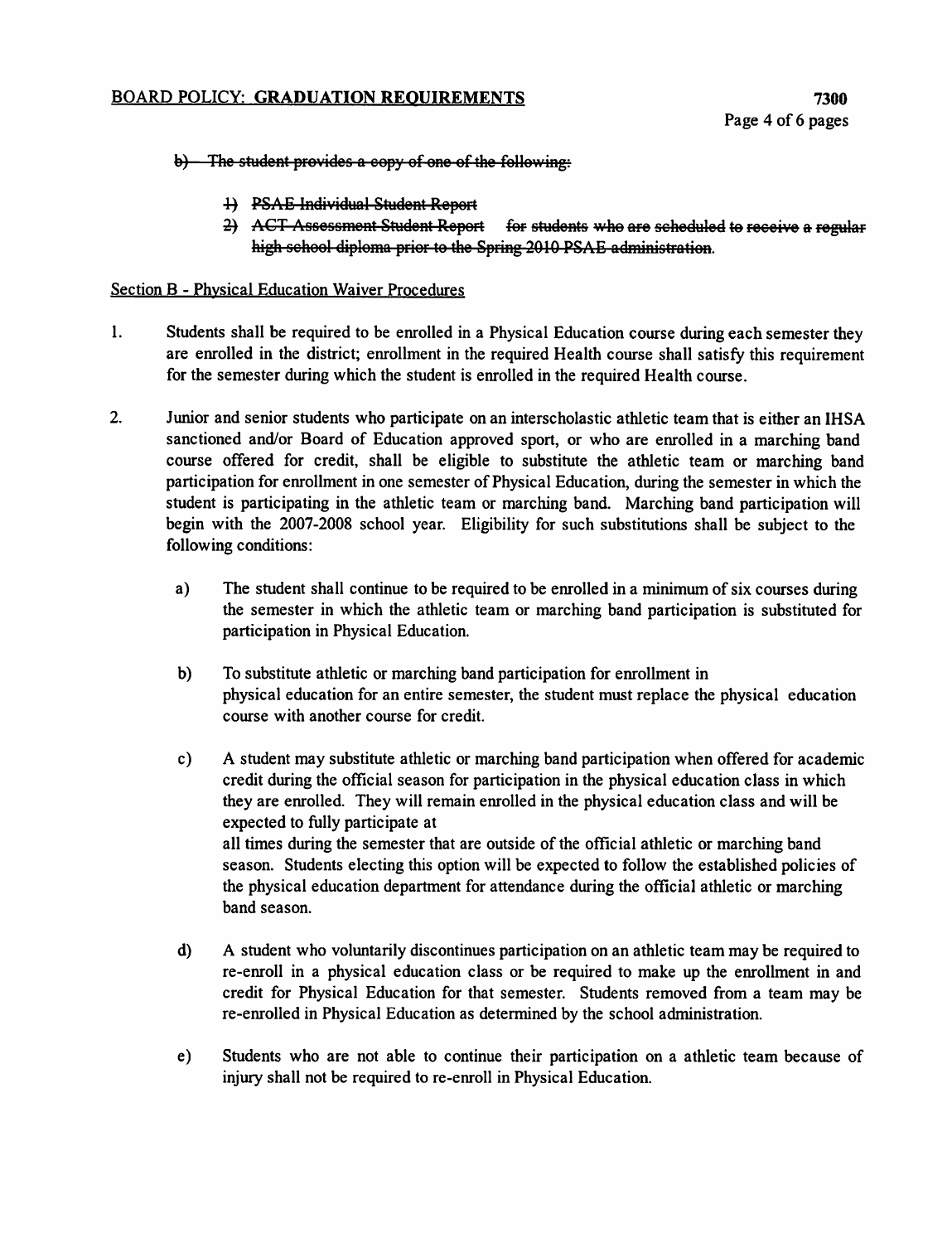~~b) The student provides a copy of one of the following:~~

~~1) PSAE Individual Student Report~~

~~2) ACT Assessment Student Report~~ ~~for students who are scheduled to receive a regular high school diploma prior to the Spring 2010 PSAE administration.~~

## Section B - Physical Education Waiver Procedures

1. Students shall be required to be enrolled in a Physical Education course during each semester they are enrolled in the district; enrollment in the required Health course shall satisfy this requirement for the semester during which the student is enrolled in the required Health course.

2. Junior and senior students who participate on an interscholastic athletic team that is either an IHSA sanctioned and/or Board of Education approved sport, or who are enrolled in a marching band course offered for credit, shall be eligible to substitute the athletic team or marching band participation for enrollment in one semester of Physical Education, during the semester in which the student is participating in the athletic team or marching band. Marching band participation will begin with the 2007-2008 school year. Eligibility for such substitutions shall be subject to the following conditions:

   a) The student shall continue to be required to be enrolled in a minimum of six courses during the semester in which the athletic team or marching band participation is substituted for participation in Physical Education.

   b) To substitute athletic or marching band participation for enrollment in physical education for an entire semester, the student must replace the physical education course with another course for credit.

   c) A student may substitute athletic or marching band participation when offered for academic credit during the official season for participation in the physical education class in which they are enrolled. They will remain enrolled in the physical education class and will be expected to fully participate at all times during the semester that are outside of the official athletic or marching band season. Students electing this option will be expected to follow the established policies of the physical education department for attendance during the official athletic or marching band season.

   d) A student who voluntarily discontinues participation on an athletic team may be required to re-enroll in a physical education class or be required to make up the enrollment in and credit for Physical Education for that semester. Students removed from a team may be re-enrolled in Physical Education as determined by the school administration.

   e) Students who are not able to continue their participation on a athletic team because of injury shall not be required to re-enroll in Physical Education.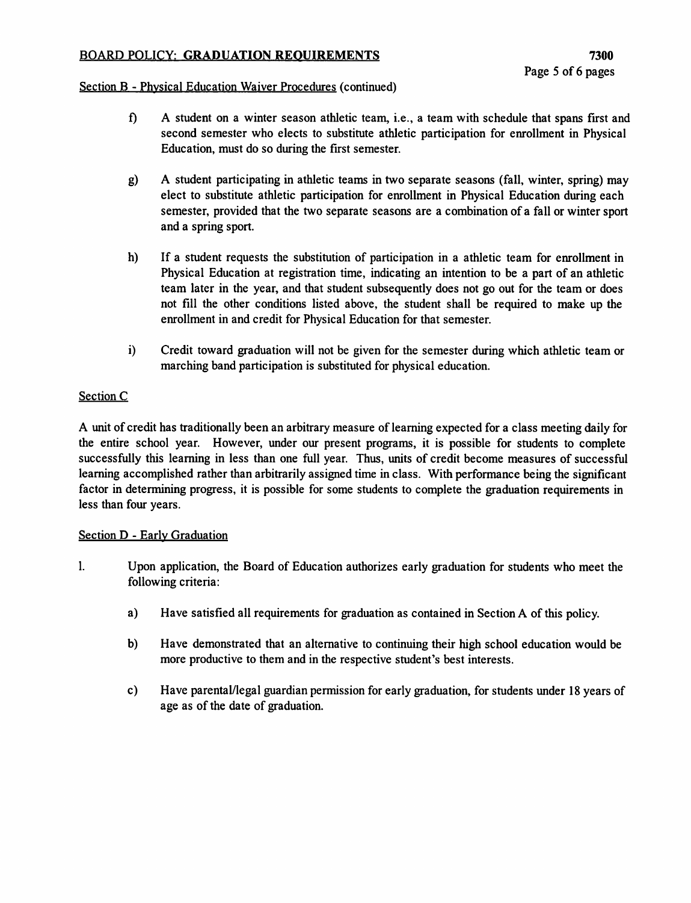Section B - Physical Education Waiver Procedures (continued)

f) A student on a winter season athletic team, i.e., a team with schedule that spans first and second semester who elects to substitute athletic participation for enrollment in Physical Education, must do so during the first semester.

g) A student participating in athletic teams in two separate seasons (fall, winter, spring) may elect to substitute athletic participation for enrollment in Physical Education during each semester, provided that the two separate seasons are a combination of a fall or winter sport and a spring sport.

h) If a student requests the substitution of participation in a athletic team for enrollment in Physical Education at registration time, indicating an intention to be a part of an athletic team later in the year, and that student subsequently does not go out for the team or does not fill the other conditions listed above, the student shall be required to make up the enrollment in and credit for Physical Education for that semester.

i) Credit toward graduation will not be given for the semester during which athletic team or marching band participation is substituted for physical education.

## Section C

A unit of credit has traditionally been an arbitrary measure of learning expected for a class meeting daily for the entire school year. However, under our present programs, it is possible for students to complete successfully this learning in less than one full year. Thus, units of credit become measures of successful learning accomplished rather than arbitrarily assigned time in class. With performance being the significant factor in determining progress, it is possible for some students to complete the graduation requirements in less than four years.

## Section D - Early Graduation

1. Upon application, the Board of Education authorizes early graduation for students who meet the following criteria:

   a) Have satisfied all requirements for graduation as contained in Section A of this policy.

   b) Have demonstrated that an alternative to continuing their high school education would be more productive to them and in the respective student's best interests.

   c) Have parental/legal guardian permission for early graduation, for students under 18 years of age as of the date of graduation.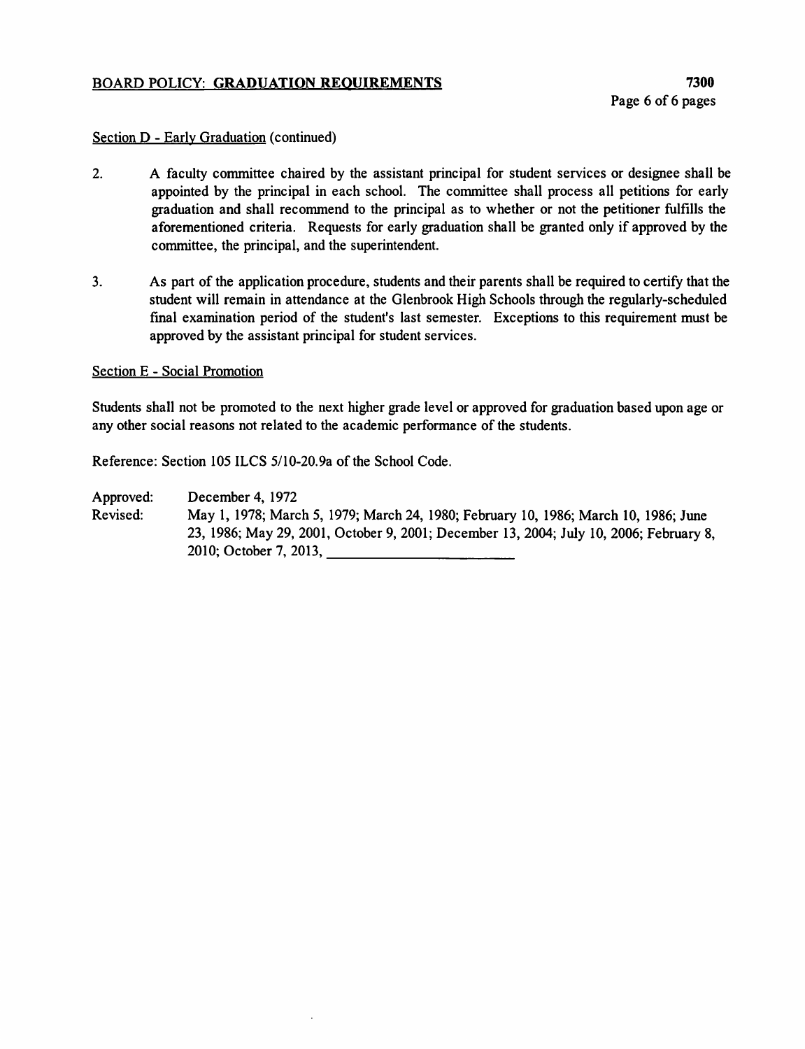Section D - Early Graduation (continued)

2. A faculty committee chaired by the assistant principal for student services or designee shall be appointed by the principal in each school. The committee shall process all petitions for early graduation and shall recommend to the principal as to whether or not the petitioner fulfills the aforementioned criteria. Requests for early graduation shall be granted only if approved by the committee, the principal, and the superintendent.

3. As part of the application procedure, students and their parents shall be required to certify that the student will remain in attendance at the Glenbrook High Schools through the regularly-scheduled final examination period of the student's last semester. Exceptions to this requirement must be approved by the assistant principal for student services.

Section E - Social Promotion

Students shall not be promoted to the next higher grade level or approved for graduation based upon age or any other social reasons not related to the academic performance of the students.

Reference: Section 105 ILCS 5/10-20.9a of the School Code.

Approved: December 4, 1972

Revised: May 1, 1978; March 5, 1979; March 24, 1980; February 10, 1986; March 10, 1986; June 23, 1986; May 29, 2001, October 9, 2001; December 13, 2004; July 10, 2006; February 8, 2010; October 7, 2013, ______________________